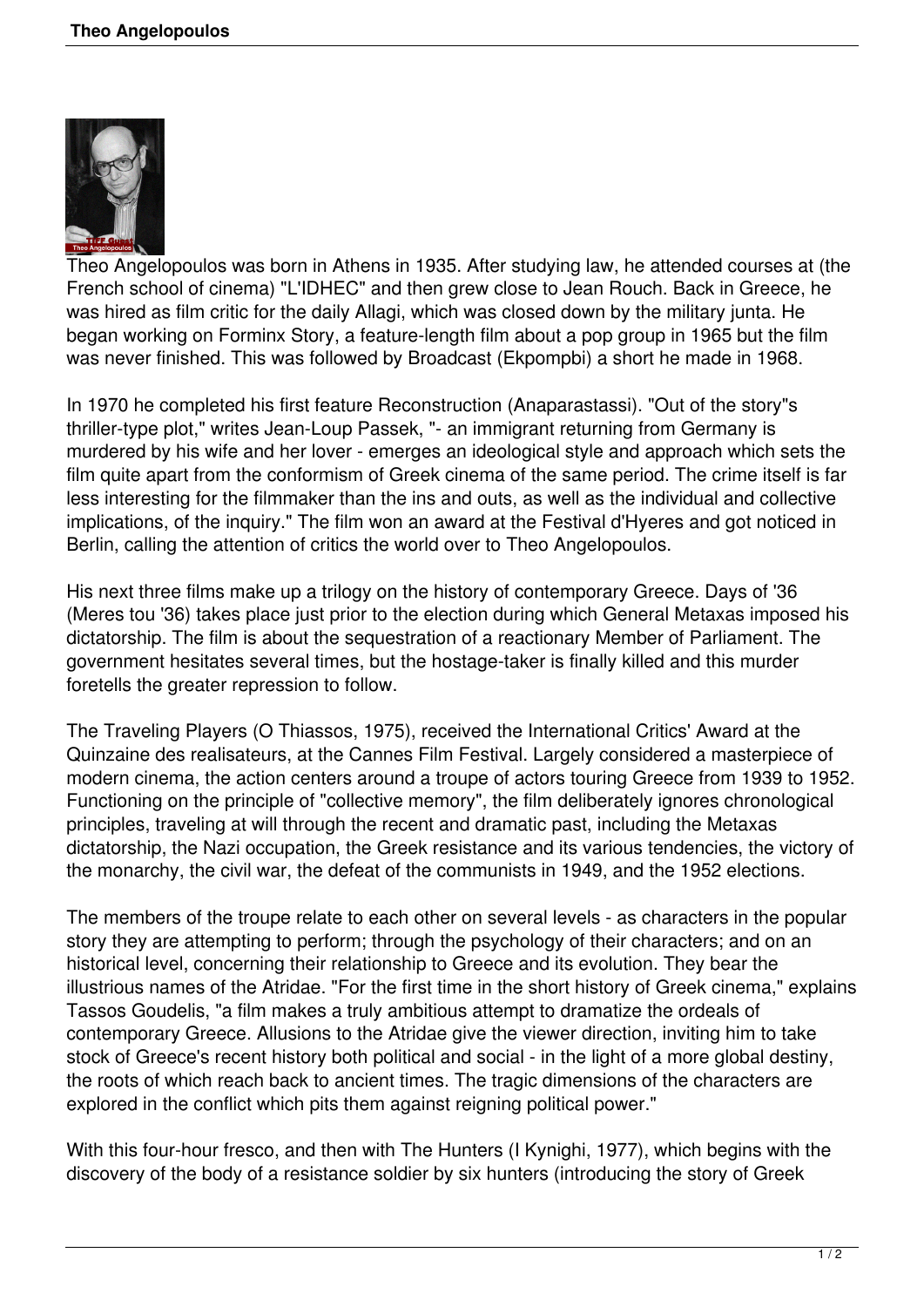Theo Angelopoulos was born in Athens in 1935. After studying law, he attended courses at (the French school of cinema) "L'IDHEC" and then grew close to Jean Rouch. Back in Greece, he was hired as film critic for the daily Allagi, which was closed down by the military junta. He began working on Forminx Story, a feature-length film about a pop group in 1965 but the film was never finished. This was followed by Broadcast (Ekpompbi) a short he made in 1968.

In 1970 he completed his first feature Reconstruction (Anaparastassi). "Out of the story"s thriller-type plot," writes Jean-Loup Passek, "- an immigrant returning from Germany is murdered by his wife and her lover - emerges an ideological style and approach which sets the film quite apart from the conformism of Greek cinema of the same period. The crime itself is far less interesting for the filmmaker than the ins and outs, as well as the individual and collective implications, of the inquiry." The film won an award at the Festival d'Hyeres and got noticed in Berlin, calling the attention of critics the world over to Theo Angelopoulos.

His next three films make up a trilogy on the history of contemporary Greece. Days of '36 (Meres tou '36) takes place just prior to the election during which General Metaxas imposed his dictatorship. The film is about the sequestration of a reactionary Member of Parliament. The government hesitates several times, but the hostage-taker is finally killed and this murder foretells the greater repression to follow.

The Traveling Players (O Thiassos, 1975), received the International Critics' Award at the Quinzaine des realisateurs, at the Cannes Film Festival. Largely considered a masterpiece of modern cinema, the action centers around a troupe of actors touring Greece from 1939 to 1952. Functioning on the principle of "collective memory", the film deliberately ignores chronological principles, traveling at will through the recent and dramatic past, including the Metaxas dictatorship, the Nazi occupation, the Greek resistance and its various tendencies, the victory of the monarchy, the civil war, the defeat of the communists in 1949, and the 1952 elections.

The members of the troupe relate to each other on several levels - as characters in the popular story they are attempting to perform; through the psychology of their characters; and on an historical level, concerning their relationship to Greece and its evolution. They bear the illustrious names of the Atridae. "For the first time in the short history of Greek cinema," explains Tassos Goudelis, "a film makes a truly ambitious attempt to dramatize the ordeals of contemporary Greece. Allusions to the Atridae give the viewer direction, inviting him to take stock of Greece's recent history both political and social - in the light of a more global destiny, the roots of which reach back to ancient times. The tragic dimensions of the characters are explored in the conflict which pits them against reigning political power."

With this four-hour fresco, and then with The Hunters (I Kynighi, 1977), which begins with the discovery of the body of a resistance soldier by six hunters (introducing the story of Greek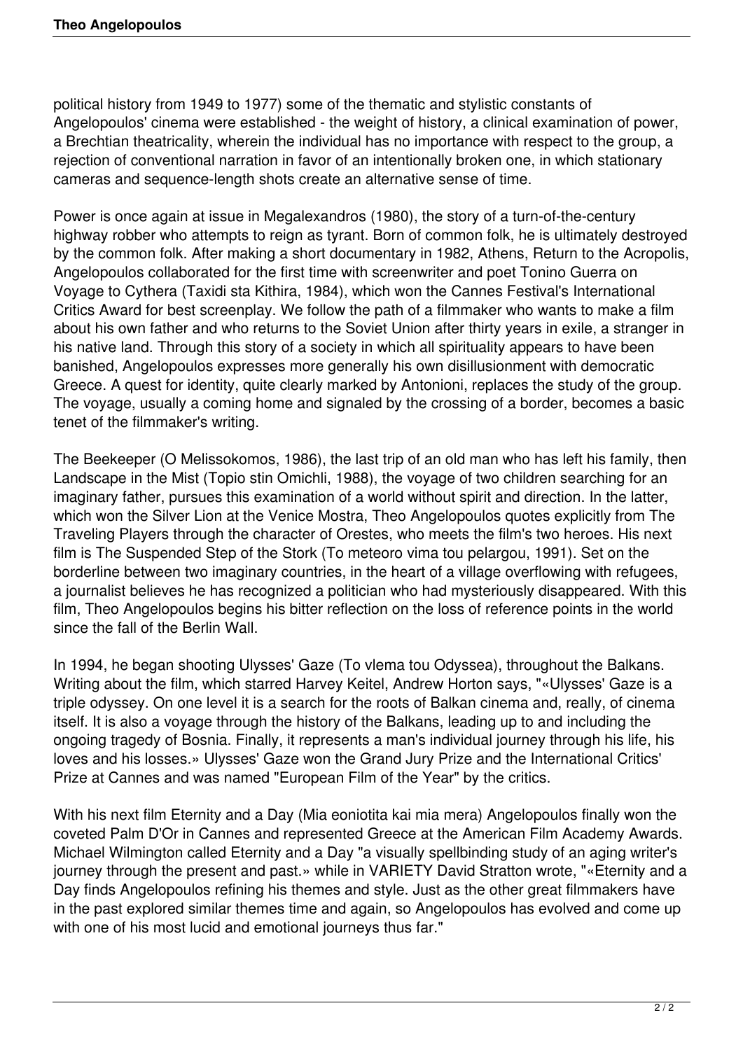political history from 1949 to 1977) some of the thematic and stylistic constants of Angelopoulos' cinema were established - the weight of history, a clinical examination of power, a Brechtian theatricality, wherein the individual has no importance with respect to the group, a rejection of conventional narration in favor of an intentionally broken one, in which stationary cameras and sequence-length shots create an alternative sense of time.

Power is once again at issue in Megalexandros (1980), the story of a turn-of-the-century highway robber who attempts to reign as tyrant. Born of common folk, he is ultimately destroyed by the common folk. After making a short documentary in 1982, Athens, Return to the Acropolis, Angelopoulos collaborated for the first time with screenwriter and poet Tonino Guerra on Voyage to Cythera (Taxidi sta Kithira, 1984), which won the Cannes Festival's International Critics Award for best screenplay. We follow the path of a filmmaker who wants to make a film about his own father and who returns to the Soviet Union after thirty years in exile, a stranger in his native land. Through this story of a society in which all spirituality appears to have been banished, Angelopoulos expresses more generally his own disillusionment with democratic Greece. A quest for identity, quite clearly marked by Antonioni, replaces the study of the group. The voyage, usually a coming home and signaled by the crossing of a border, becomes a basic tenet of the filmmaker's writing.

The Beekeeper (O Melissokomos, 1986), the last trip of an old man who has left his family, then Landscape in the Mist (Topio stin Omichli, 1988), the voyage of two children searching for an imaginary father, pursues this examination of a world without spirit and direction. In the latter, which won the Silver Lion at the Venice Mostra, Theo Angelopoulos quotes explicitly from The Traveling Players through the character of Orestes, who meets the film's two heroes. His next film is The Suspended Step of the Stork (To meteoro vima tou pelargou, 1991). Set on the borderline between two imaginary countries, in the heart of a village overflowing with refugees, a journalist believes he has recognized a politician who had mysteriously disappeared. With this film, Theo Angelopoulos begins his bitter reflection on the loss of reference points in the world since the fall of the Berlin Wall.

In 1994, he began shooting Ulysses' Gaze (To vlema tou Odyssea), throughout the Balkans. Writing about the film, which starred Harvey Keitel, Andrew Horton says, "«Ulysses' Gaze is a triple odyssey. On one level it is a search for the roots of Balkan cinema and, really, of cinema itself. It is also a voyage through the history of the Balkans, leading up to and including the ongoing tragedy of Bosnia. Finally, it represents a man's individual journey through his life, his loves and his losses.» Ulysses' Gaze won the Grand Jury Prize and the International Critics' Prize at Cannes and was named "European Film of the Year" by the critics.

With his next film Eternity and a Day (Mia eoniotita kai mia mera) Angelopoulos finally won the coveted Palm D'Or in Cannes and represented Greece at the American Film Academy Awards. Michael Wilmington called Eternity and a Day "a visually spellbinding study of an aging writer's journey through the present and past.» while in VARIETY David Stratton wrote, "«Eternity and a Day finds Angelopoulos refining his themes and style. Just as the other great filmmakers have in the past explored similar themes time and again, so Angelopoulos has evolved and come up with one of his most lucid and emotional journeys thus far."